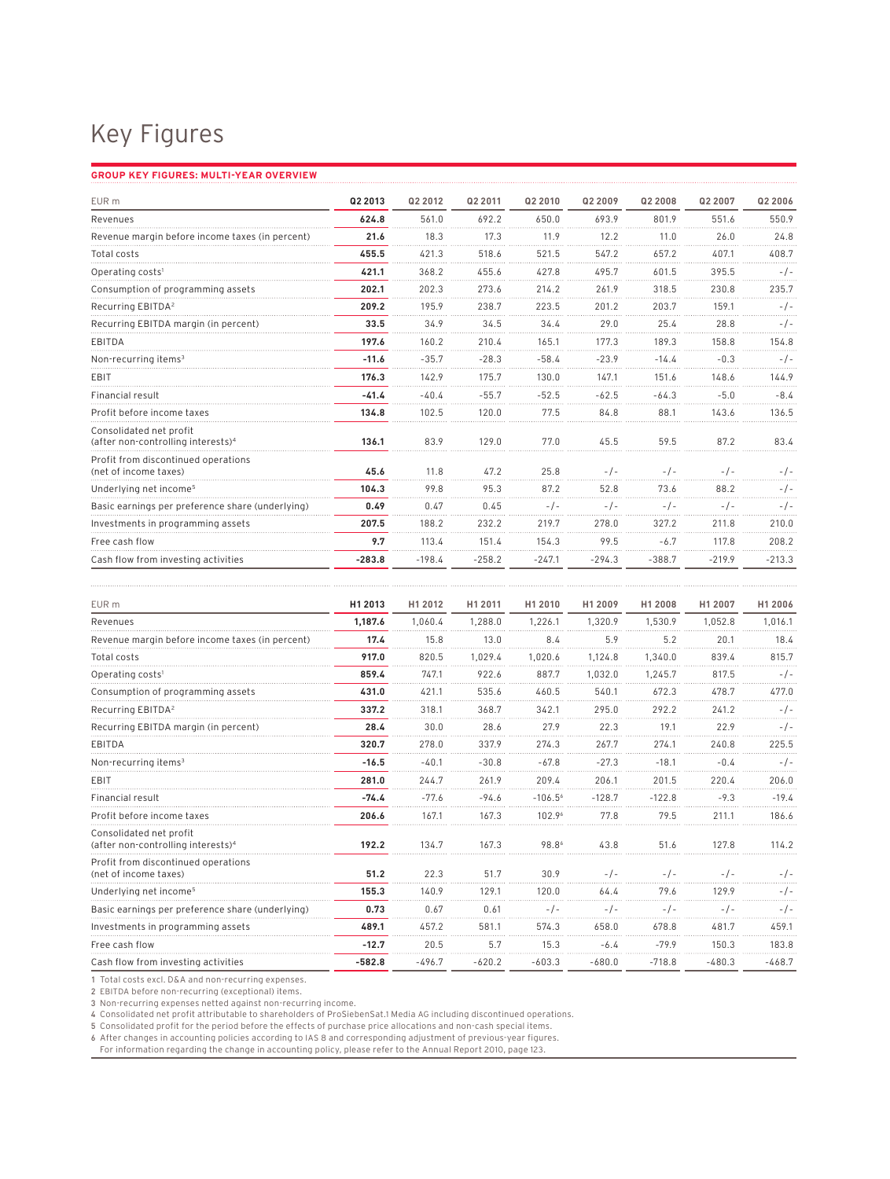# Key Figures

**GROUP KEY FIGURES: MULTI-YEAR OVERVIEW**

| EUR m | Q2 2013 | Q2 2012 | Q2 2011 | Q2 2010 | Q2 2009 | Q2 2008 | Q2 2007 | Q2 2006 |
|---|---|---|---|---|---|---|---|---|
| Revenues | **624.8** | 561.0 | 692.2 | 650.0 | 693.9 | 801.9 | 551.6 | 550.9 |
| Revenue margin before income taxes (in percent) | **21.6** | 18.3 | 17.3 | 11.9 | 12.2 | 11.0 | 26.0 | 24.8 |
| Total costs | **455.5** | 421.3 | 518.6 | 521.5 | 547.2 | 657.2 | 407.1 | 408.7 |
| Operating costs[1] | **421.1** | 368.2 | 455.6 | 427.8 | 495.7 | 601.5 | 395.5 | -/- |
| Consumption of programming assets | **202.1** | 202.3 | 273.6 | 214.2 | 261.9 | 318.5 | 230.8 | 235.7 |
| Recurring EBITDA[2] | **209.2** | 195.9 | 238.7 | 223.5 | 201.2 | 203.7 | 159.1 | -/- |
| Recurring EBITDA margin (in percent) | **33.5** | 34.9 | 34.5 | 34.4 | 29.0 | 25.4 | 28.8 | -/- |
| EBITDA | **197.6** | 160.2 | 210.4 | 165.1 | 177.3 | 189.3 | 158.8 | 154.8 |
| Non-recurring items[3] | **-11.6** | -35.7 | -28.3 | -58.4 | -23.9 | -14.4 | -0.3 | -/- |
| EBIT | **176.3** | 142.9 | 175.7 | 130.0 | 147.1 | 151.6 | 148.6 | 144.9 |
| Financial result | **-41.4** | -40.4 | -55.7 | -52.5 | -62.5 | -64.3 | -5.0 | -8.4 |
| Profit before income taxes | **134.8** | 102.5 | 120.0 | 77.5 | 84.8 | 88.1 | 143.6 | 136.5 |
| Consolidated net profit (after non-controlling interests)[4] | **136.1** | 83.9 | 129.0 | 77.0 | 45.5 | 59.5 | 87.2 | 83.4 |
| Profit from discontinued operations (net of income taxes) | **45.6** | 11.8 | 47.2 | 25.8 | -/- | -/- | -/- | -/- |
| Underlying net income[5] | **104.3** | 99.8 | 95.3 | 87.2 | 52.8 | 73.6 | 88.2 | -/- |
| Basic earnings per preference share (underlying) | **0.49** | 0.47 | 0.45 | -/- | -/- | -/- | -/- | -/- |
| Investments in programming assets | **207.5** | 188.2 | 232.2 | 219.7 | 278.0 | 327.2 | 211.8 | 210.0 |
| Free cash flow | **9.7** | 113.4 | 151.4 | 154.3 | 99.5 | -6.7 | 117.8 | 208.2 |
| Cash flow from investing activities | **-283.8** | -198.4 | -258.2 | -247.1 | -294.3 | -388.7 | -219.9 | -213.3 |

| EUR m | H1 2013 | H1 2012 | H1 2011 | H1 2010 | H1 2009 | H1 2008 | H1 2007 | H1 2006 |
|---|---|---|---|---|---|---|---|---|
| Revenues | **1,187.6** | 1,060.4 | 1,288.0 | 1,226.1 | 1,320.9 | 1,530.9 | 1,052.8 | 1,016.1 |
| Revenue margin before income taxes (in percent) | **17.4** | 15.8 | 13.0 | 8.4 | 5.9 | 5.2 | 20.1 | 18.4 |
| Total costs | **917.0** | 820.5 | 1,029.4 | 1,020.6 | 1,124.8 | 1,340.0 | 839.4 | 815.7 |
| Operating costs[1] | **859.4** | 747.1 | 922.6 | 887.7 | 1,032.0 | 1,245.7 | 817.5 | -/- |
| Consumption of programming assets | **431.0** | 421.1 | 535.6 | 460.5 | 540.1 | 672.3 | 478.7 | 477.0 |
| Recurring EBITDA[2] | **337.2** | 318.1 | 368.7 | 342.1 | 295.0 | 292.2 | 241.2 | -/- |
| Recurring EBITDA margin (in percent) | **28.4** | 30.0 | 28.6 | 27.9 | 22.3 | 19.1 | 22.9 | -/- |
| EBITDA | **320.7** | 278.0 | 337.9 | 274.3 | 267.7 | 274.1 | 240.8 | 225.5 |
| Non-recurring items[3] | **-16.5** | -40.1 | -30.8 | -67.8 | -27.3 | -18.1 | -0.4 | -/- |
| EBIT | **281.0** | 244.7 | 261.9 | 209.4 | 206.1 | 201.5 | 220.4 | 206.0 |
| Financial result | **-74.4** | -77.6 | -94.6 | -106.5[6] | -128.7 | -122.8 | -9.3 | -19.4 |
| Profit before income taxes | **206.6** | 167.1 | 167.3 | 102.9[6] | 77.8 | 79.5 | 211.1 | 186.6 |
| Consolidated net profit (after non-controlling interests)[4] | **192.2** | 134.7 | 167.3 | 98.8[6] | 43.8 | 51.6 | 127.8 | 114.2 |
| Profit from discontinued operations (net of income taxes) | **51.2** | 22.3 | 51.7 | 30.9 | -/- | -/- | -/- | -/- |
| Underlying net income[5] | **155.3** | 140.9 | 129.1 | 120.0 | 64.4 | 79.6 | 129.9 | -/- |
| Basic earnings per preference share (underlying) | **0.73** | 0.67 | 0.61 | -/- | -/- | -/- | -/- | -/- |
| Investments in programming assets | **489.1** | 457.2 | 581.1 | 574.3 | 658.0 | 678.8 | 481.7 | 459.1 |
| Free cash flow | **-12.7** | 20.5 | 5.7 | 15.3 | -6.4 | -79.9 | 150.3 | 183.8 |
| Cash flow from investing activities | **-582.8** | -496.7 | -620.2 | -603.3 | -680.0 | -718.8 | -480.3 | -468.7 |

1 Total costs excl. D&A and non-recurring expenses.
2 EBITDA before non-recurring (exceptional) items.
3 Non-recurring expenses netted against non-recurring income.
4 Consolidated net profit attributable to shareholders of ProSiebenSat.1 Media AG including discontinued operations.
5 Consolidated profit for the period before the effects of purchase price allocations and non-cash special items.
6 After changes in accounting policies according to IAS 8 and corresponding adjustment of previous-year figures. For information regarding the change in accounting policy, please refer to the Annual Report 2010, page 123.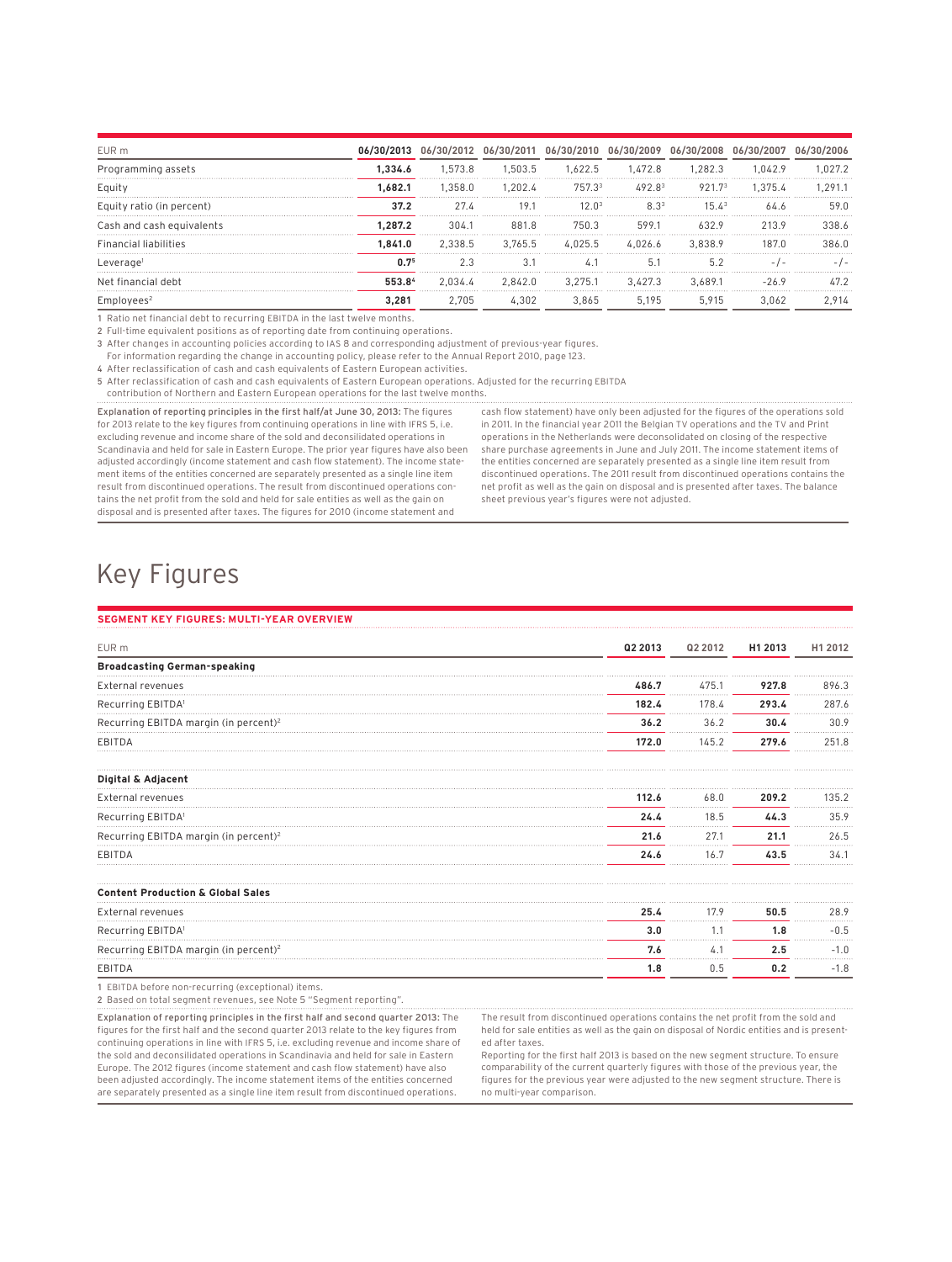| EUR m | 06/30/2013 | 06/30/2012 | 06/30/2011 | 06/30/2010 | 06/30/2009 | 06/30/2008 | 06/30/2007 | 06/30/2006 |
|---|---|---|---|---|---|---|---|---|
| Programming assets | **1,334.6** | 1,573.8 | 1,503.5 | 1,622.5 | 1,472.8 | 1,282.3 | 1,042.9 | 1,027.2 |
| Equity | **1,682.1** | 1,358.0 | 1,202.4 | 757.3[3] | 492.8[3] | 921.7[3] | 1,375.4 | 1,291.1 |
| Equity ratio (in percent) | **37.2** | 27.4 | 19.1 | 12.0[3] | 8.3[3] | 15.4[3] | 64.6 | 59.0 |
| Cash and cash equivalents | **1,287.2** | 304.1 | 881.8 | 750.3 | 599.1 | 632.9 | 213.9 | 338.6 |
| Financial liabilities | **1,841.0** | 2,338.5 | 3,765.5 | 4,025.5 | 4,026.6 | 3,838.9 | 187.0 | 386.0 |
| Leverage[1] | **0.7**[5] | 2.3 | 3.1 | 4.1 | 5.1 | 5.2 | -/- | -/- |
| Net financial debt | **553.8**[4] | 2,034.4 | 2,842.0 | 3,275.1 | 3,427.3 | 3,689.1 | -26.9 | 47.2 |
| Employees[2] | **3,281** | 2,705 | 4,302 | 3,865 | 5,195 | 5,915 | 3,062 | 2,914 |

1 Ratio net financial debt to recurring EBITDA in the last twelve months.
2 Full-time equivalent positions as of reporting date from continuing operations.
3 After changes in accounting policies according to IAS 8 and corresponding adjustment of previous-year figures.
For information regarding the change in accounting policy, please refer to the Annual Report 2010, page 123.
4 After reclassification of cash and cash equivalents of Eastern European activities.
5 After reclassification of cash and cash equivalents of Eastern European operations. Adjusted for the recurring EBITDA contribution of Northern and Eastern European operations for the last twelve months.

**Explanation of reporting principles in the first half/at June 30, 2013:** The figures for 2013 relate to the key figures from continuing operations in line with IFRS 5, i.e. excluding revenue and income share of the sold and deconsolidated operations in Scandinavia and held for sale in Eastern Europe. The prior year figures have also been adjusted accordingly (income statement and cash flow statement). The income statement items of the entities concerned are separately presented as a single line item result from discontinued operations. The result from discontinued operations contains the net profit from the sold and held for sale entities as well as the gain on disposal and is presented after taxes. The figures for 2010 (income statement and cash flow statement) have only been adjusted for the figures of the operations sold in 2011. In the financial year 2011 the Belgian TV operations and the TV and Print operations in the Netherlands were deconsolidated on closing of the respective share purchase agreements in June and July 2011. The income statement items of the entities concerned are separately presented as a single line item result from discontinued operations. The 2011 result from discontinued operations contains the net profit as well as the gain on disposal and is presented after taxes. The balance sheet previous year's figures were not adjusted.

# Key Figures

**SEGMENT KEY FIGURES: MULTI-YEAR OVERVIEW**

| EUR m | Q2 2013 | Q2 2012 | H1 2013 | H1 2012 |
|---|---|---|---|---|
| **Broadcasting German-speaking** | | | | |
| External revenues | **486.7** | 475.1 | **927.8** | 896.3 |
| Recurring EBITDA[1] | **182.4** | 178.4 | **293.4** | 287.6 |
| Recurring EBITDA margin (in percent)[2] | **36.2** | 36.2 | **30.4** | 30.9 |
| EBITDA | **172.0** | 145.2 | **279.6** | 251.8 |
| **Digital & Adjacent** | | | | |
| External revenues | **112.6** | 68.0 | **209.2** | 135.2 |
| Recurring EBITDA[1] | **24.4** | 18.5 | **44.3** | 35.9 |
| Recurring EBITDA margin (in percent)[2] | **21.6** | 27.1 | **21.1** | 26.5 |
| EBITDA | **24.6** | 16.7 | **43.5** | 34.1 |
| **Content Production & Global Sales** | | | | |
| External revenues | **25.4** | 17.9 | **50.5** | 28.9 |
| Recurring EBITDA[1] | **3.0** | 1.1 | **1.8** | -0.5 |
| Recurring EBITDA margin (in percent)[2] | **7.6** | 4.1 | **2.5** | -1.0 |
| EBITDA | **1.8** | 0.5 | **0.2** | -1.8 |

1 EBITDA before non-recurring (exceptional) items.
2 Based on total segment revenues, see Note 5 "Segment reporting".

**Explanation of reporting principles in the first half and second quarter 2013:** The figures for the first half and the second quarter 2013 relate to the key figures from continuing operations in line with IFRS 5, i.e. excluding revenue and income share of the sold and deconsolidated operations in Scandinavia and held for sale in Eastern Europe. The 2012 figures (income statement and cash flow statement) have also been adjusted accordingly. The income statement items of the entities concerned are separately presented as a single line item result from discontinued operations. The result from discontinued operations contains the net profit from the sold and held for sale entities as well as the gain on disposal of Nordic entities and is presented after taxes.

Reporting for the first half 2013 is based on the new segment structure. To ensure comparability of the current quarterly figures with those of the previous year, the figures for the previous year were adjusted to the new segment structure. There is no multi-year comparison.